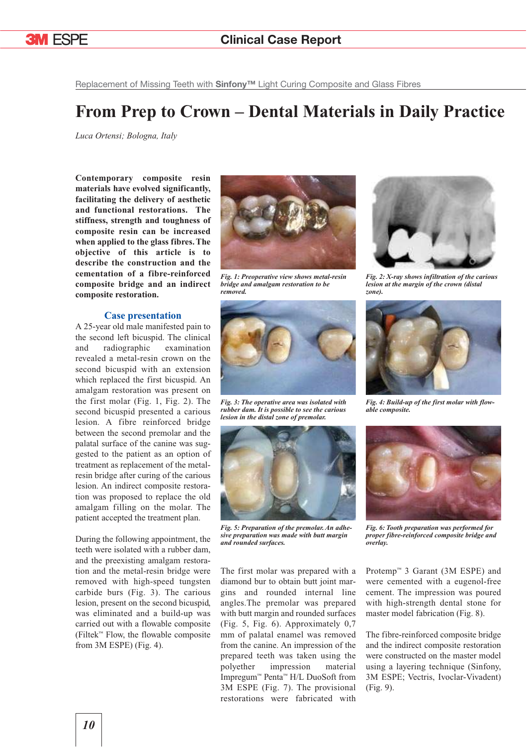Replacement of Missing Teeth with **Sinfony™** Light Curing Composite and Glass Fibres

# From Prep to Crown – Dental Materials in Daily Practice

*Luca Ortensi; Bologna, Italy*

**Contemporary composite resin materials have evolved significantly, facilitating the delivery of aesthetic and functional restorations. The stiffness, strength and toughness of composite resin can be increased when applied to the glass fibres. The objective of this article is to describe the construction and the cementation of a fibre-reinforced composite bridge and an indirect composite restoration.**

## Case presentation

A 25-year old male manifested pain to the second left bicuspid. The clinical and radiographic examination revealed a metal-resin crown on the second bicuspid with an extension which replaced the first bicuspid. An amalgam restoration was present on the first molar (Fig. 1, Fig. 2). The second bicuspid presented a carious lesion. A fibre reinforced bridge between the second premolar and the palatal surface of the canine was suggested to the patient as an option of treatment as replacement of the metal-resin bridge after curing of the carious lesion. An indirect composite restoration was proposed to replace the old amalgam filling on the molar. The patient accepted the treatment plan.

During the following appointment, the teeth were isolated with a rubber dam, and the preexisting amalgam restoration and the metal-resin bridge were removed with high-speed tungsten carbide burs (Fig. 3). The carious lesion, present on the second bicuspid, was eliminated and a build-up was carried out with a flowable composite (Filtek™ Flow, the flowable composite from 3M ESPE) (Fig. 4).

*Fig. 1: Preoperative view shows metal-resin bridge and amalgam restoration to be removed.*

*Fig. 2: X-ray shows infiltration of the carious lesion at the margin of the crown (distal zone).*

*Fig. 3: The operative area was isolated with rubber dam. It is possible to see the carious lesion in the distal zone of premolar.*

*Fig. 4: Build-up of the first molar with flowable composite.*

*Fig. 5: Preparation of the premolar. An adhesive preparation was made with butt margin and rounded surfaces.*

*Fig. 6: Tooth preparation was performed for proper fibre-reinforced composite bridge and overlay.*

The first molar was prepared with a diamond bur to obtain butt joint margins and rounded internal line angles. The premolar was prepared with butt margin and rounded surfaces (Fig. 5, Fig. 6). Approximately 0,7 mm of palatal enamel was removed from the canine. An impression of the prepared teeth was taken using the polyether impression material Impregum™ Penta™ H/L DuoSoft from 3M ESPE (Fig. 7). The provisional restorations were fabricated with Protemp™ 3 Garant (3M ESPE) and were cemented with a eugenol-free cement. The impression was poured with high-strength dental stone for master model fabrication (Fig. 8).

The fibre-reinforced composite bridge and the indirect composite restoration were constructed on the master model using a layering technique (Sinfony, 3M ESPE; Vectris, Ivoclar-Vivadent) (Fig. 9).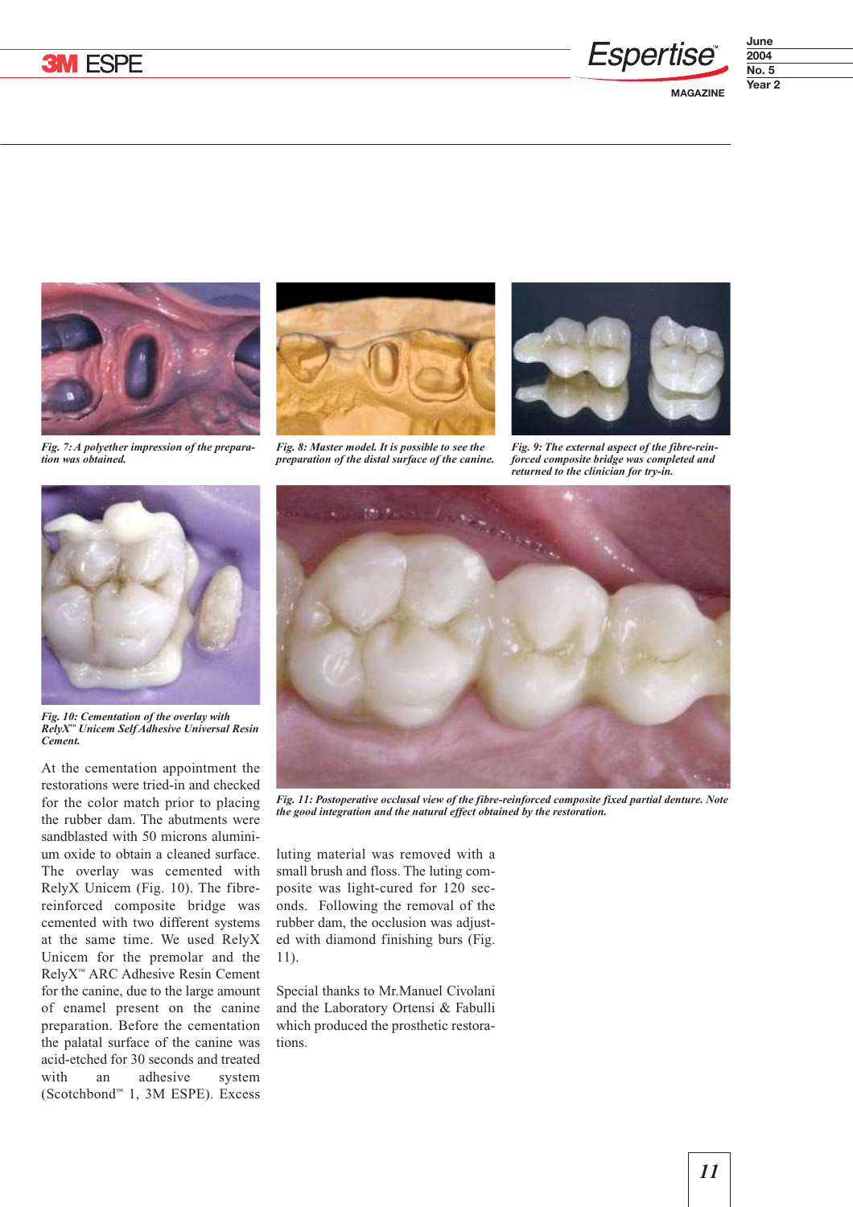*Fig. 7: A polyether impression of the preparation was obtained.*

*Fig. 8: Master model. It is possible to see the preparation of the distal surface of the canine.*

*Fig. 9: The external aspect of the fibre-reinforced composite bridge was completed and returned to the clinician for try-in.*

*Fig. 10: Cementation of the overlay with RelyX™ Unicem Self Adhesive Universal Resin Cement.*

*Fig. 11: Postoperative occlusal view of the fibre-reinforced composite fixed partial denture. Note the good integration and the natural effect obtained by the restoration.*

At the cementation appointment the restorations were tried-in and checked for the color match prior to placing the rubber dam. The abutments were sandblasted with 50 microns aluminium oxide to obtain a cleaned surface. The overlay was cemented with RelyX Unicem (Fig. 10). The fibre-reinforced composite bridge was cemented with two different systems at the same time. We used RelyX Unicem for the premolar and the RelyX™ ARC Adhesive Resin Cement for the canine, due to the large amount of enamel present on the canine preparation. Before the cementation the palatal surface of the canine was acid-etched for 30 seconds and treated with an adhesive system (Scotchbond™ 1, 3M ESPE). Excess luting material was removed with a small brush and floss. The luting composite was light-cured for 120 seconds. Following the removal of the rubber dam, the occlusion was adjusted with diamond finishing burs (Fig. 11).

Special thanks to Mr.Manuel Civolani and the Laboratory Ortensi & Fabulli which produced the prosthetic restorations.